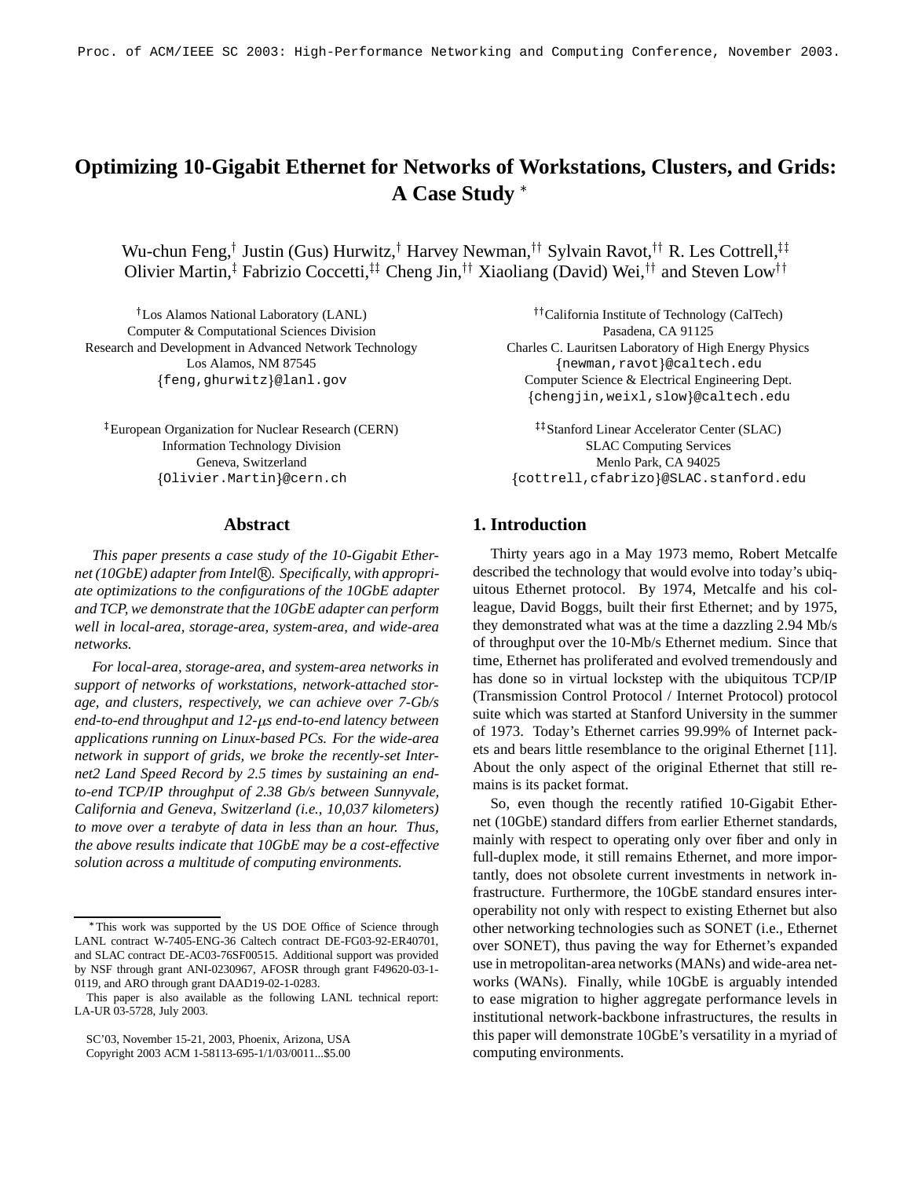# Optimizing 10-Gigabit Ethernet for Networks of Workstations, Clusters, and Grids: A Case Study *

Wu-chun Feng,[†] Justin (Gus) Hurwitz,[†] Harvey Newman,[††] Sylvain Ravot,[††] R. Les Cottrell,[‡‡] Olivier Martin,[‡] Fabrizio Coccetti,[‡‡] Cheng Jin,[††] Xiaoliang (David) Wei,[††] and Steven Low[††]

[†]Los Alamos National Laboratory (LANL)
Computer & Computational Sciences Division
Research and Development in Advanced Network Technology
Los Alamos, NM 87545
{feng,ghurwitz}@lanl.gov

[††]California Institute of Technology (CalTech)
Pasadena, CA 91125
Charles C. Lauritsen Laboratory of High Energy Physics
{newman,ravot}@caltech.edu
Computer Science & Electrical Engineering Dept.
{chengjin,weixl,slow}@caltech.edu

[‡]European Organization for Nuclear Research (CERN)
Information Technology Division
Geneva, Switzerland
{Olivier.Martin}@cern.ch

[‡‡]Stanford Linear Accelerator Center (SLAC)
SLAC Computing Services
Menlo Park, CA 94025
{cottrell,cfabrizo}@SLAC.stanford.edu

## Abstract

*This paper presents a case study of the 10-Gigabit Ethernet (10GbE) adapter from Intel®. Specifically, with appropriate optimizations to the configurations of the 10GbE adapter and TCP, we demonstrate that the 10GbE adapter can perform well in local-area, storage-area, system-area, and wide-area networks.*

*For local-area, storage-area, and system-area networks in support of networks of workstations, network-attached storage, and clusters, respectively, we can achieve over 7-Gb/s end-to-end throughput and 12-μs end-to-end latency between applications running on Linux-based PCs. For the wide-area network in support of grids, we broke the recently-set Internet2 Land Speed Record by 2.5 times by sustaining an end-to-end TCP/IP throughput of 2.38 Gb/s between Sunnyvale, California and Geneva, Switzerland (i.e., 10,037 kilometers) to move over a terabyte of data in less than an hour. Thus, the above results indicate that 10GbE may be a cost-effective solution across a multitude of computing environments.*

*This work was supported by the US DOE Office of Science through LANL contract W-7405-ENG-36 Caltech contract DE-FG03-92-ER40701, and SLAC contract DE-AC03-76SF00515. Additional support was provided by NSF through grant ANI-0230967, AFOSR through grant F49620-03-1-0119, and ARO through grant DAAD19-02-1-0283.

This paper is also available as the following LANL technical report: LA-UR 03-5728, July 2003.

SC'03, November 15-21, 2003, Phoenix, Arizona, USA
Copyright 2003 ACM 1-58113-695-1/1/03/0011...$5.00

## 1. Introduction

Thirty years ago in a May 1973 memo, Robert Metcalfe described the technology that would evolve into today's ubiquitous Ethernet protocol. By 1974, Metcalfe and his colleague, David Boggs, built their first Ethernet; and by 1975, they demonstrated what was at the time a dazzling 2.94 Mb/s of throughput over the 10-Mb/s Ethernet medium. Since that time, Ethernet has proliferated and evolved tremendously and has done so in virtual lockstep with the ubiquitous TCP/IP (Transmission Control Protocol / Internet Protocol) protocol suite which was started at Stanford University in the summer of 1973. Today's Ethernet carries 99.99% of Internet packets and bears little resemblance to the original Ethernet [11]. About the only aspect of the original Ethernet that still remains is its packet format.

So, even though the recently ratified 10-Gigabit Ethernet (10GbE) standard differs from earlier Ethernet standards, mainly with respect to operating only over fiber and only in full-duplex mode, it still remains Ethernet, and more importantly, does not obsolete current investments in network infrastructure. Furthermore, the 10GbE standard ensures interoperability not only with respect to existing Ethernet but also other networking technologies such as SONET (i.e., Ethernet over SONET), thus paving the way for Ethernet's expanded use in metropolitan-area networks (MANs) and wide-area networks (WANs). Finally, while 10GbE is arguably intended to ease migration to higher aggregate performance levels in institutional network-backbone infrastructures, the results in this paper will demonstrate 10GbE's versatility in a myriad of computing environments.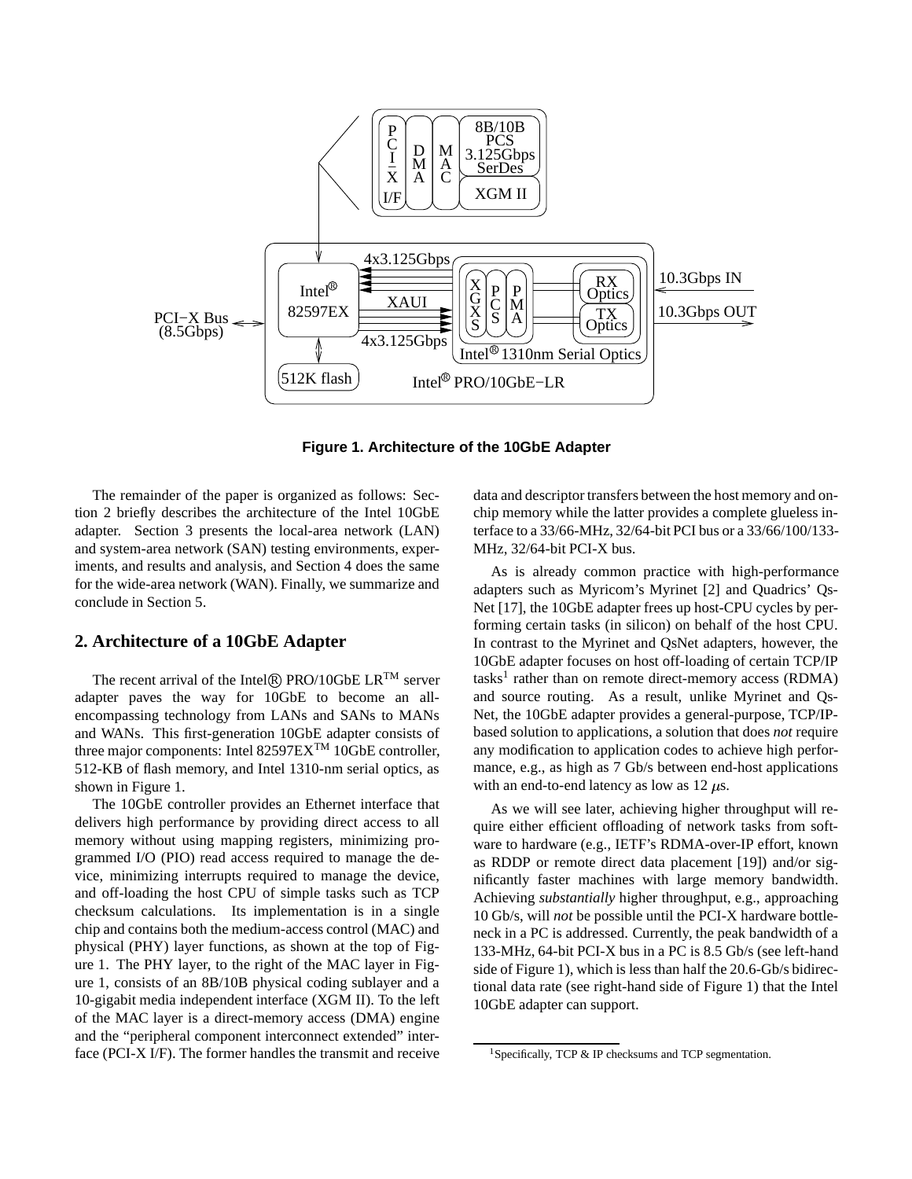Figure 1. Architecture of the 10GbE Adapter

The remainder of the paper is organized as follows: Section 2 briefly describes the architecture of the Intel 10GbE adapter. Section 3 presents the local-area network (LAN) and system-area network (SAN) testing environments, experiments, and results and analysis, and Section 4 does the same for the wide-area network (WAN). Finally, we summarize and conclude in Section 5.

## 2. Architecture of a 10GbE Adapter

The recent arrival of the Intel® PRO/10GbE LR™ server adapter paves the way for 10GbE to become an all-encompassing technology from LANs and SANs to MANs and WANs. This first-generation 10GbE adapter consists of three major components: Intel 82597EX™ 10GbE controller, 512-KB of flash memory, and Intel 1310-nm serial optics, as shown in Figure 1.

The 10GbE controller provides an Ethernet interface that delivers high performance by providing direct access to all memory without using mapping registers, minimizing programmed I/O (PIO) read access required to manage the device, minimizing interrupts required to manage the device, and off-loading the host CPU of simple tasks such as TCP checksum calculations. Its implementation is in a single chip and contains both the medium-access control (MAC) and physical (PHY) layer functions, as shown at the top of Figure 1. The PHY layer, to the right of the MAC layer in Figure 1, consists of an 8B/10B physical coding sublayer and a 10-gigabit media independent interface (XGM II). To the left of the MAC layer is a direct-memory access (DMA) engine and the "peripheral component interconnect extended" interface (PCI-X I/F). The former handles the transmit and receive data and descriptor transfers between the host memory and on-chip memory while the latter provides a complete glueless interface to a 33/66-MHz, 32/64-bit PCI bus or a 33/66/100/133-MHz, 32/64-bit PCI-X bus.

As is already common practice with high-performance adapters such as Myricom's Myrinet [2] and Quadrics' QsNet [17], the 10GbE adapter frees up host-CPU cycles by performing certain tasks (in silicon) on behalf of the host CPU. In contrast to the Myrinet and QsNet adapters, however, the 10GbE adapter focuses on host off-loading of certain TCP/IP tasks[1] rather than on remote direct-memory access (RDMA) and source routing. As a result, unlike Myrinet and QsNet, the 10GbE adapter provides a general-purpose, TCP/IP-based solution to applications, a solution that does *not* require any modification to application codes to achieve high performance, e.g., as high as 7 Gb/s between end-host applications with an end-to-end latency as low as 12 $\mu$s.

As we will see later, achieving higher throughput will require either efficient offloading of network tasks from software to hardware (e.g., IETF's RDMA-over-IP effort, known as RDDP or remote direct data placement [19]) and/or significantly faster machines with large memory bandwidth. Achieving *substantially* higher throughput, e.g., approaching 10 Gb/s, will *not* be possible until the PCI-X hardware bottleneck in a PC is addressed. Currently, the peak bandwidth of a 133-MHz, 64-bit PCI-X bus in a PC is 8.5 Gb/s (see left-hand side of Figure 1), which is less than half the 20.6-Gb/s bidirectional data rate (see right-hand side of Figure 1) that the Intel 10GbE adapter can support.

[1] Specifically, TCP & IP checksums and TCP segmentation.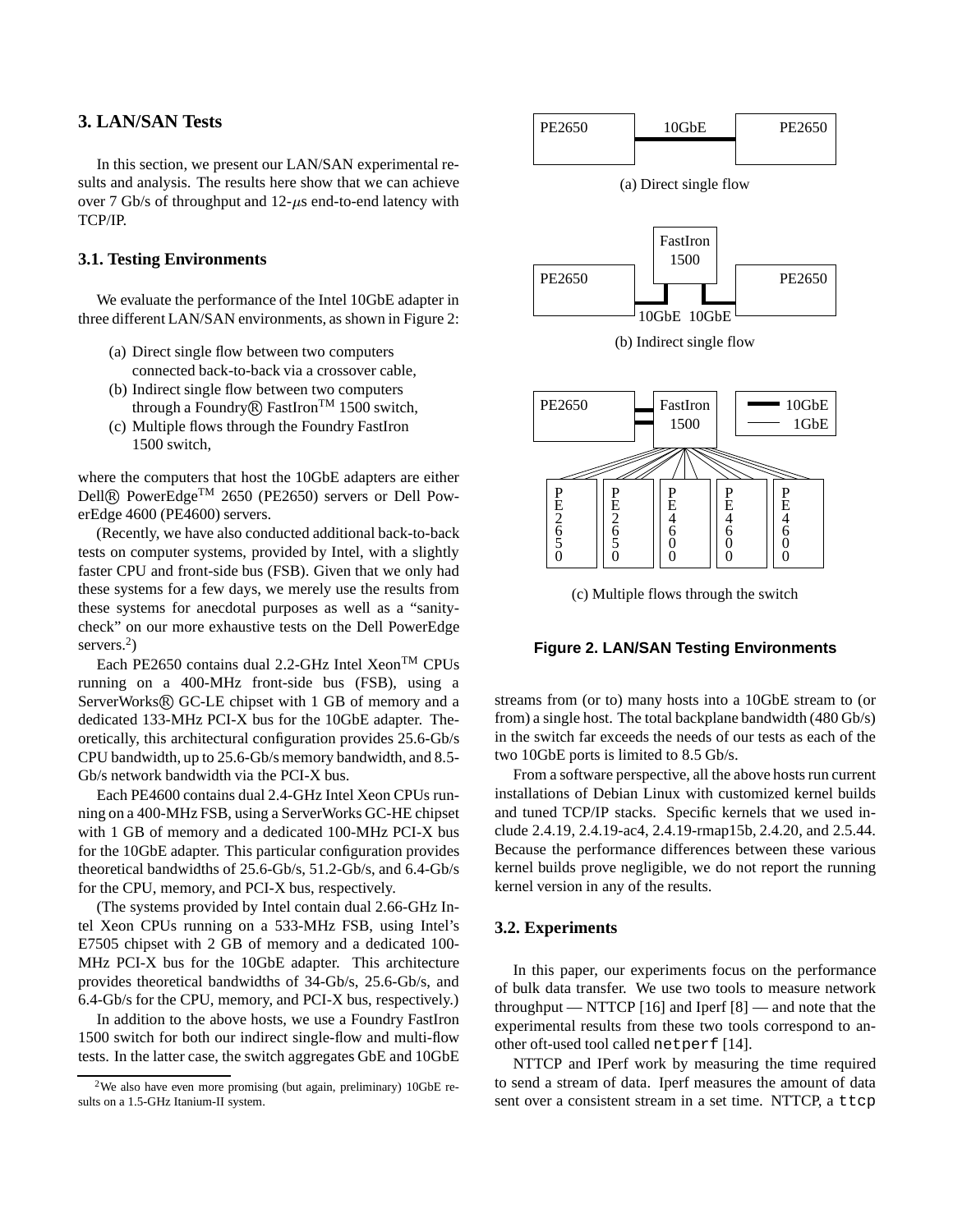## 3. LAN/SAN Tests

In this section, we present our LAN/SAN experimental results and analysis. The results here show that we can achieve over 7 Gb/s of throughput and 12-$\mu$s end-to-end latency with TCP/IP.

### 3.1. Testing Environments

We evaluate the performance of the Intel 10GbE adapter in three different LAN/SAN environments, as shown in Figure 2:

(a) Direct single flow between two computers connected back-to-back via a crossover cable,
(b) Indirect single flow between two computers through a Foundry® FastIron™ 1500 switch,
(c) Multiple flows through the Foundry FastIron 1500 switch,

where the computers that host the 10GbE adapters are either Dell® PowerEdge™ 2650 (PE2650) servers or Dell PowerEdge 4600 (PE4600) servers.

(Recently, we have also conducted additional back-to-back tests on computer systems, provided by Intel, with a slightly faster CPU and front-side bus (FSB). Given that we only had these systems for a few days, we merely use the results from these systems for anecdotal purposes as well as a "sanity-check" on our more exhaustive tests on the Dell PowerEdge servers.[2])

Each PE2650 contains dual 2.2-GHz Intel Xeon™ CPUs running on a 400-MHz front-side bus (FSB), using a ServerWorks® GC-LE chipset with 1 GB of memory and a dedicated 133-MHz PCI-X bus for the 10GbE adapter. Theoretically, this architectural configuration provides 25.6-Gb/s CPU bandwidth, up to 25.6-Gb/s memory bandwidth, and 8.5-Gb/s network bandwidth via the PCI-X bus.

Each PE4600 contains dual 2.4-GHz Intel Xeon CPUs running on a 400-MHz FSB, using a ServerWorks GC-HE chipset with 1 GB of memory and a dedicated 100-MHz PCI-X bus for the 10GbE adapter. This particular configuration provides theoretical bandwidths of 25.6-Gb/s, 51.2-Gb/s, and 6.4-Gb/s for the CPU, memory, and PCI-X bus, respectively.

(The systems provided by Intel contain dual 2.66-GHz Intel Xeon CPUs running on a 533-MHz FSB, using Intel's E7505 chipset with 2 GB of memory and a dedicated 100-MHz PCI-X bus for the 10GbE adapter. This architecture provides theoretical bandwidths of 34-Gb/s, 25.6-Gb/s, and 6.4-Gb/s for the CPU, memory, and PCI-X bus, respectively.)

In addition to the above hosts, we use a Foundry FastIron 1500 switch for both our indirect single-flow and multi-flow tests. In the latter case, the switch aggregates GbE and 10GbE streams from (or to) many hosts into a 10GbE stream to (or from) a single host. The total backplane bandwidth (480 Gb/s) in the switch far exceeds the needs of our tests as each of the two 10GbE ports is limited to 8.5 Gb/s.

[2] We also have even more promising (but again, preliminary) 10GbE results on a 1.5-GHz Itanium-II system.

(a) Direct single flow

(b) Indirect single flow

(c) Multiple flows through the switch

**Figure 2. LAN/SAN Testing Environments**

From a software perspective, all the above hosts run current installations of Debian Linux with customized kernel builds and tuned TCP/IP stacks. Specific kernels that we used include 2.4.19, 2.4.19-ac4, 2.4.19-rmap15b, 2.4.20, and 2.5.44. Because the performance differences between these various kernel builds prove negligible, we do not report the running kernel version in any of the results.

### 3.2. Experiments

In this paper, our experiments focus on the performance of bulk data transfer. We use two tools to measure network throughput — NTTCP [16] and Iperf [8] — and note that the experimental results from these two tools correspond to another oft-used tool called `netperf` [14].

NTTCP and IPerf work by measuring the time required to send a stream of data. Iperf measures the amount of data sent over a consistent stream in a set time. NTTCP, a `ttcp`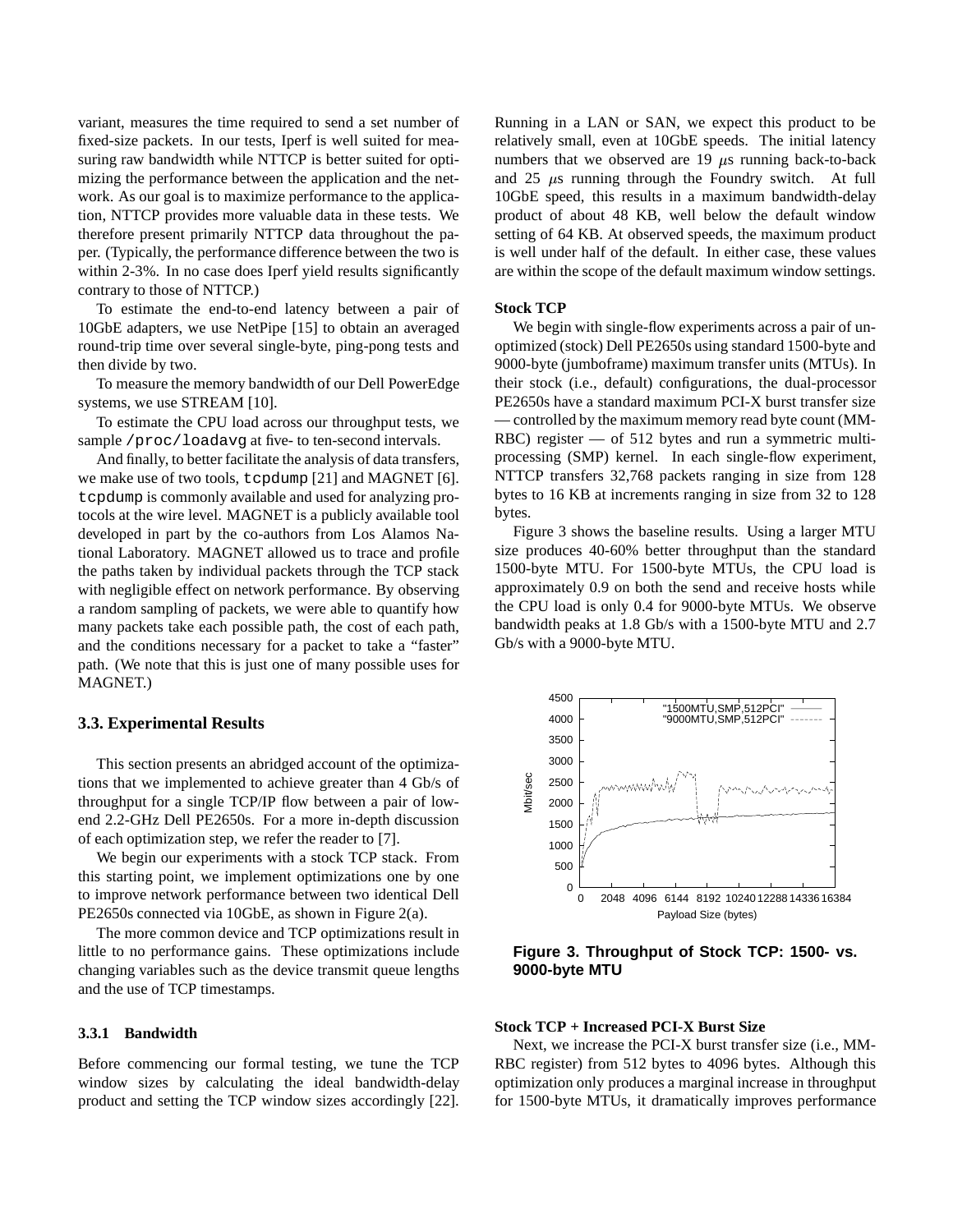variant, measures the time required to send a set number of fixed-size packets. In our tests, Iperf is well suited for measuring raw bandwidth while NTTCP is better suited for optimizing the performance between the application and the network. As our goal is to maximize performance to the application, NTTCP provides more valuable data in these tests. We therefore present primarily NTTCP data throughout the paper. (Typically, the performance difference between the two is within 2-3%. In no case does Iperf yield results significantly contrary to those of NTTCP.)

To estimate the end-to-end latency between a pair of 10GbE adapters, we use NetPipe [15] to obtain an averaged round-trip time over several single-byte, ping-pong tests and then divide by two.

To measure the memory bandwidth of our Dell PowerEdge systems, we use STREAM [10].

To estimate the CPU load across our throughput tests, we sample `/proc/loadavg` at five- to ten-second intervals.

And finally, to better facilitate the analysis of data transfers, we make use of two tools, `tcpdump` [21] and MAGNET [6]. `tcpdump` is commonly available and used for analyzing protocols at the wire level. MAGNET is a publicly available tool developed in part by the co-authors from Los Alamos National Laboratory. MAGNET allowed us to trace and profile the paths taken by individual packets through the TCP stack with negligible effect on network performance. By observing a random sampling of packets, we were able to quantify how many packets take each possible path, the cost of each path, and the conditions necessary for a packet to take a "faster" path. (We note that this is just one of many possible uses for MAGNET.)

## 3.3. Experimental Results

This section presents an abridged account of the optimizations that we implemented to achieve greater than 4 Gb/s of throughput for a single TCP/IP flow between a pair of low-end 2.2-GHz Dell PE2650s. For a more in-depth discussion of each optimization step, we refer the reader to [7].

We begin our experiments with a stock TCP stack. From this starting point, we implement optimizations one by one to improve network performance between two identical Dell PE2650s connected via 10GbE, as shown in Figure 2(a).

The more common device and TCP optimizations result in little to no performance gains. These optimizations include changing variables such as the device transmit queue lengths and the use of TCP timestamps.

### 3.3.1 Bandwidth

Before commencing our formal testing, we tune the TCP window sizes by calculating the ideal bandwidth-delay product and setting the TCP window sizes accordingly [22]. Running in a LAN or SAN, we expect this product to be relatively small, even at 10GbE speeds. The initial latency numbers that we observed are 19 $\mu$s running back-to-back and 25 $\mu$s running through the Foundry switch. At full 10GbE speed, this results in a maximum bandwidth-delay product of about 48 KB, well below the default window setting of 64 KB. At observed speeds, the maximum product is well under half of the default. In either case, these values are within the scope of the default maximum window settings.

**Stock TCP**

We begin with single-flow experiments across a pair of unoptimized (stock) Dell PE2650s using standard 1500-byte and 9000-byte (jumboframe) maximum transfer units (MTUs). In their stock (i.e., default) configurations, the dual-processor PE2650s have a standard maximum PCI-X burst transfer size — controlled by the maximum memory read byte count (MMRBC) register — of 512 bytes and run a symmetric multiprocessing (SMP) kernel. In each single-flow experiment, NTTCP transfers 32,768 packets ranging in size from 128 bytes to 16 KB at increments ranging in size from 32 to 128 bytes.

Figure 3 shows the baseline results. Using a larger MTU size produces 40-60% better throughput than the standard 1500-byte MTU. For 1500-byte MTUs, the CPU load is approximately 0.9 on both the send and receive hosts while the CPU load is only 0.4 for 9000-byte MTUs. We observe bandwidth peaks at 1.8 Gb/s with a 1500-byte MTU and 2.7 Gb/s with a 9000-byte MTU.

**Figure 3. Throughput of Stock TCP: 1500- vs. 9000-byte MTU**

**Stock TCP + Increased PCI-X Burst Size**

Next, we increase the PCI-X burst transfer size (i.e., MMRBC register) from 512 bytes to 4096 bytes. Although this optimization only produces a marginal increase in throughput for 1500-byte MTUs, it dramatically improves performance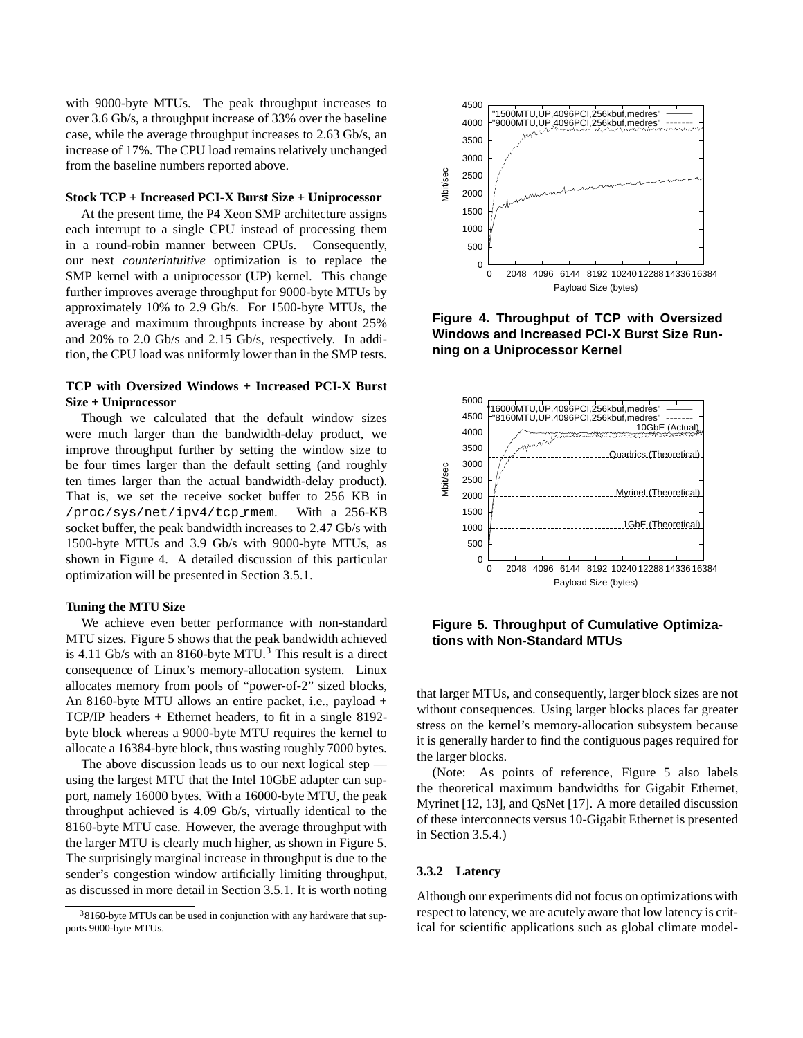with 9000-byte MTUs. The peak throughput increases to over 3.6 Gb/s, a throughput increase of 33% over the baseline case, while the average throughput increases to 2.63 Gb/s, an increase of 17%. The CPU load remains relatively unchanged from the baseline numbers reported above.

**Stock TCP + Increased PCI-X Burst Size + Uniprocessor**

At the present time, the P4 Xeon SMP architecture assigns each interrupt to a single CPU instead of processing them in a round-robin manner between CPUs. Consequently, our next *counterintuitive* optimization is to replace the SMP kernel with a uniprocessor (UP) kernel. This change further improves average throughput for 9000-byte MTUs by approximately 10% to 2.9 Gb/s. For 1500-byte MTUs, the average and maximum throughputs increase by about 25% and 20% to 2.0 Gb/s and 2.15 Gb/s, respectively. In addition, the CPU load was uniformly lower than in the SMP tests.

**TCP with Oversized Windows + Increased PCI-X Burst Size + Uniprocessor**

Though we calculated that the default window sizes were much larger than the bandwidth-delay product, we improve throughput further by setting the window size to be four times larger than the default setting (and roughly ten times larger than the actual bandwidth-delay product). That is, we set the receive socket buffer to 256 KB in `/proc/sys/net/ipv4/tcp_rmem`. With a 256-KB socket buffer, the peak bandwidth increases to 2.47 Gb/s with 1500-byte MTUs and 3.9 Gb/s with 9000-byte MTUs, as shown in Figure 4. A detailed discussion of this particular optimization will be presented in Section 3.5.1.

**Tuning the MTU Size**

We achieve even better performance with non-standard MTU sizes. Figure 5 shows that the peak bandwidth achieved is 4.11 Gb/s with an 8160-byte MTU.[3] This result is a direct consequence of Linux's memory-allocation system. Linux allocates memory from pools of "power-of-2" sized blocks, An 8160-byte MTU allows an entire packet, i.e., payload + TCP/IP headers + Ethernet headers, to fit in a single 8192-byte block whereas a 9000-byte MTU requires the kernel to allocate a 16384-byte block, thus wasting roughly 7000 bytes.

The above discussion leads us to our next logical step — using the largest MTU that the Intel 10GbE adapter can support, namely 16000 bytes. With a 16000-byte MTU, the peak throughput achieved is 4.09 Gb/s, virtually identical to the 8160-byte MTU case. However, the average throughput with the larger MTU is clearly much higher, as shown in Figure 5. The surprisingly marginal increase in throughput is due to the sender's congestion window artificially limiting throughput, as discussed in more detail in Section 3.5.1. It is worth noting that larger MTUs, and consequently, larger block sizes are not without consequences. Using larger blocks places far greater stress on the kernel's memory-allocation subsystem because it is generally harder to find the contiguous pages required for the larger blocks.

(Note: As points of reference, Figure 5 also labels the theoretical maximum bandwidths for Gigabit Ethernet, Myrinet [12, 13], and QsNet [17]. A more detailed discussion of these interconnects versus 10-Gigabit Ethernet is presented in Section 3.5.4.)

[3] 8160-byte MTUs can be used in conjunction with any hardware that supports 9000-byte MTUs.

**Figure 4. Throughput of TCP with Oversized Windows and Increased PCI-X Burst Size Running on a Uniprocessor Kernel**

**Figure 5. Throughput of Cumulative Optimizations with Non-Standard MTUs**

### 3.3.2 Latency

Although our experiments did not focus on optimizations with respect to latency, we are acutely aware that low latency is critical for scientific applications such as global climate model-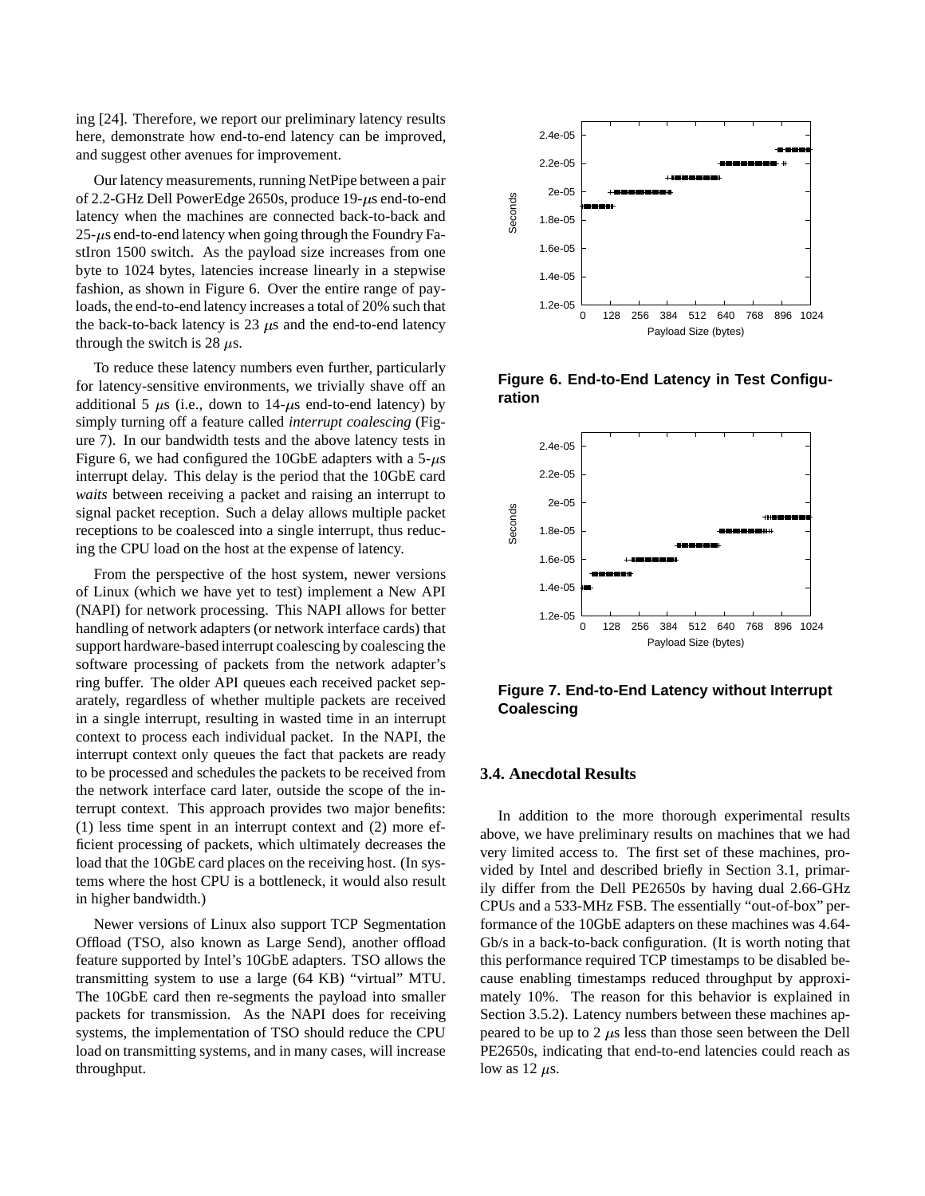ing [24]. Therefore, we report our preliminary latency results here, demonstrate how end-to-end latency can be improved, and suggest other avenues for improvement.

Our latency measurements, running NetPipe between a pair of 2.2-GHz Dell PowerEdge 2650s, produce 19-$\mu$s end-to-end latency when the machines are connected back-to-back and 25-$\mu$s end-to-end latency when going through the Foundry FastIron 1500 switch. As the payload size increases from one byte to 1024 bytes, latencies increase linearly in a stepwise fashion, as shown in Figure 6. Over the entire range of payloads, the end-to-end latency increases a total of 20% such that the back-to-back latency is 23 $\mu$s and the end-to-end latency through the switch is 28 $\mu$s.

To reduce these latency numbers even further, particularly for latency-sensitive environments, we trivially shave off an additional 5 $\mu$s (i.e., down to 14-$\mu$s end-to-end latency) by simply turning off a feature called *interrupt coalescing* (Figure 7). In our bandwidth tests and the above latency tests in Figure 6, we had configured the 10GbE adapters with a 5-$\mu$s interrupt delay. This delay is the period that the 10GbE card *waits* between receiving a packet and raising an interrupt to signal packet reception. Such a delay allows multiple packet receptions to be coalesced into a single interrupt, thus reducing the CPU load on the host at the expense of latency.

From the perspective of the host system, newer versions of Linux (which we have yet to test) implement a New API (NAPI) for network processing. This NAPI allows for better handling of network adapters (or network interface cards) that support hardware-based interrupt coalescing by coalescing the software processing of packets from the network adapter's ring buffer. The older API queues each received packet separately, regardless of whether multiple packets are received in a single interrupt, resulting in wasted time in an interrupt context to process each individual packet. In the NAPI, the interrupt context only queues the fact that packets are ready to be processed and schedules the packets to be received from the network interface card later, outside the scope of the interrupt context. This approach provides two major benefits: (1) less time spent in an interrupt context and (2) more efficient processing of packets, which ultimately decreases the load that the 10GbE card places on the receiving host. (In systems where the host CPU is a bottleneck, it would also result in higher bandwidth.)

Newer versions of Linux also support TCP Segmentation Offload (TSO, also known as Large Send), another offload feature supported by Intel's 10GbE adapters. TSO allows the transmitting system to use a large (64 KB) "virtual" MTU. The 10GbE card then re-segments the payload into smaller packets for transmission. As the NAPI does for receiving systems, the implementation of TSO should reduce the CPU load on transmitting systems, and in many cases, will increase throughput.

**Figure 6. End-to-End Latency in Test Configuration**

**Figure 7. End-to-End Latency without Interrupt Coalescing**

### 3.4. Anecdotal Results

In addition to the more thorough experimental results above, we have preliminary results on machines that we had very limited access to. The first set of these machines, provided by Intel and described briefly in Section 3.1, primarily differ from the Dell PE2650s by having dual 2.66-GHz CPUs and a 533-MHz FSB. The essentially "out-of-box" performance of the 10GbE adapters on these machines was 4.64-Gb/s in a back-to-back configuration. (It is worth noting that this performance required TCP timestamps to be disabled because enabling timestamps reduced throughput by approximately 10%. The reason for this behavior is explained in Section 3.5.2). Latency numbers between these machines appeared to be up to 2 $\mu$s less than those seen between the Dell PE2650s, indicating that end-to-end latencies could reach as low as 12 $\mu$s.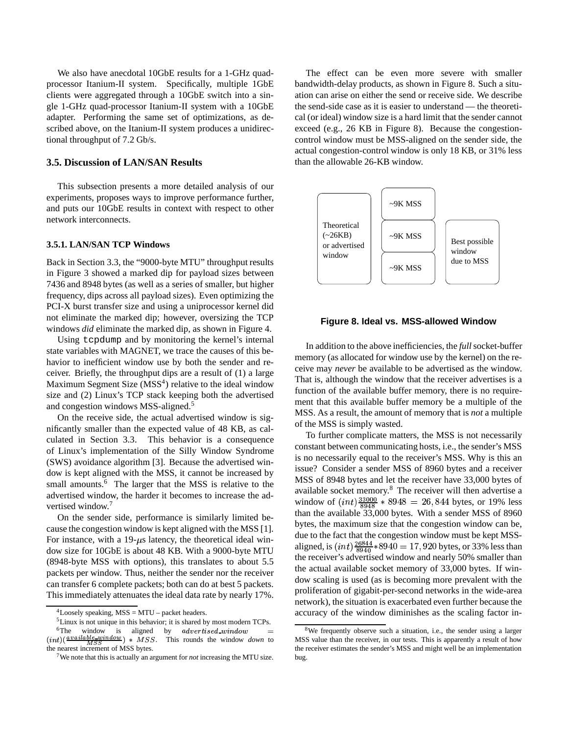We also have anecdotal 10GbE results for a 1-GHz quad-processor Itanium-II system. Specifically, multiple 1GbE clients were aggregated through a 10GbE switch into a single 1-GHz quad-processor Itanium-II system with a 10GbE adapter. Performing the same set of optimizations, as described above, on the Itanium-II system produces a unidirectional throughput of 7.2 Gb/s.

### 3.5. Discussion of LAN/SAN Results

This subsection presents a more detailed analysis of our experiments, proposes ways to improve performance further, and puts our 10GbE results in context with respect to other network interconnects.

#### 3.5.1. LAN/SAN TCP Windows

Back in Section 3.3, the "9000-byte MTU" throughput results in Figure 3 showed a marked dip for payload sizes between 7436 and 8948 bytes (as well as a series of smaller, but higher frequency, dips across all payload sizes). Even optimizing the PCI-X burst transfer size and using a uniprocessor kernel did not eliminate the marked dip; however, oversizing the TCP windows *did* eliminate the marked dip, as shown in Figure 4.

Using `tcpdump` and by monitoring the kernel's internal state variables with MAGNET, we trace the causes of this behavior to inefficient window use by both the sender and receiver. Briefly, the throughput dips are a result of (1) a large Maximum Segment Size (MSS[4]) relative to the ideal window size and (2) Linux's TCP stack keeping both the advertised and congestion windows MSS-aligned.[5]

On the receive side, the actual advertised window is significantly smaller than the expected value of 48 KB, as calculated in Section 3.3. This behavior is a consequence of Linux's implementation of the Silly Window Syndrome (SWS) avoidance algorithm [3]. Because the advertised window is kept aligned with the MSS, it cannot be increased by small amounts.[6] The larger that the MSS is relative to the advertised window, the harder it becomes to increase the advertised window.[7]

On the sender side, performance is similarly limited because the congestion window is kept aligned with the MSS [1]. For instance, with a 19-$\mu$s latency, the theoretical ideal window size for 10GbE is about 48 KB. With a 9000-byte MTU (8948-byte MSS with options), this translates to about 5.5 packets per window. Thus, neither the sender nor the receiver can transfer 6 complete packets; both can do at best 5 packets. This immediately attenuates the ideal data rate by nearly 17%.

[4] Loosely speaking, MSS = MTU – packet headers.

[5] Linux is not unique in this behavior; it is shared by most modern TCPs.

[6] The window is aligned by $advertised\_window = (int)(\frac{available\_window}{MSS}) * MSS$. This rounds the window *down* to the nearest increment of MSS bytes.

[7] We note that this is actually an argument for *not* increasing the MTU size.

The effect can be even more severe with smaller bandwidth-delay products, as shown in Figure 8. Such a situation can arise on either the send or receive side. We describe the send-side case as it is easier to understand — the theoretical (or ideal) window size is a hard limit that the sender cannot exceed (e.g., 26 KB in Figure 8). Because the congestion-control window must be MSS-aligned on the sender side, the actual congestion-control window is only 18 KB, or 31% less than the allowable 26-KB window.

| Theoretical (~26KB) or advertised window | ~9K MSS / ~9K MSS / ~9K MSS | Best possible window due to MSS |
|---|---|---|

**Figure 8. Ideal vs. MSS-allowed Window**

In addition to the above inefficiencies, the *full* socket-buffer memory (as allocated for window use by the kernel) on the receive may *never* be available to be advertised as the window. That is, although the window that the receiver advertises is a function of the available buffer memory, there is no requirement that this available buffer memory be a multiple of the MSS. As a result, the amount of memory that is *not* a multiple of the MSS is simply wasted.

To further complicate matters, the MSS is not necessarily constant between communicating hosts, i.e., the sender's MSS is no necessarily equal to the receiver's MSS. Why is this an issue? Consider a sender MSS of 8960 bytes and a receiver MSS of 8948 bytes and let the receiver have 33,000 bytes of available socket memory.[8] The receiver will then advertise a window of $(int)\frac{33000}{8948} * 8948 = 26,844$ bytes, or 19% less than the available 33,000 bytes. With a sender MSS of 8960 bytes, the maximum size that the congestion window can be, due to the fact that the congestion window must be kept MSS-aligned, is $(int)\frac{26844}{8940} * 8940 = 17,920$ bytes, or 33% less than the receiver's advertised window and nearly 50% smaller than the actual available socket memory of 33,000 bytes. If window scaling is used (as is becoming more prevalent with the proliferation of gigabit-per-second networks in the wide-area network), the situation is exacerbated even further because the accuracy of the window diminishes as the scaling factor in-

[8] We frequently observe such a situation, i.e., the sender using a larger MSS value than the receiver, in our tests. This is apparently a result of how the receiver estimates the sender's MSS and might well be an implementation bug.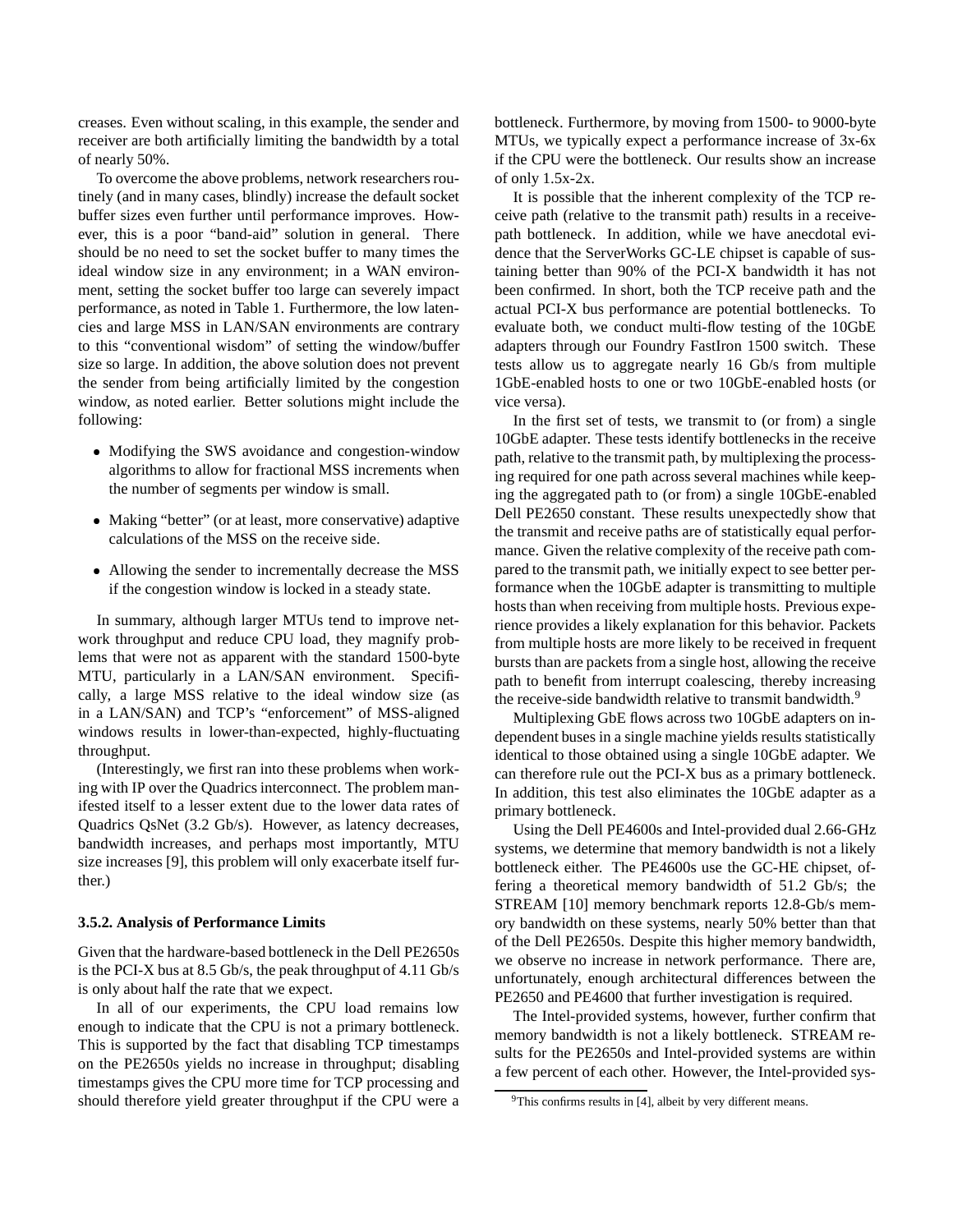creases. Even without scaling, in this example, the sender and receiver are both artificially limiting the bandwidth by a total of nearly 50%.

To overcome the above problems, network researchers routinely (and in many cases, blindly) increase the default socket buffer sizes even further until performance improves. However, this is a poor "band-aid" solution in general. There should be no need to set the socket buffer to many times the ideal window size in any environment; in a WAN environment, setting the socket buffer too large can severely impact performance, as noted in Table 1. Furthermore, the low latencies and large MSS in LAN/SAN environments are contrary to this "conventional wisdom" of setting the window/buffer size so large. In addition, the above solution does not prevent the sender from being artificially limited by the congestion window, as noted earlier. Better solutions might include the following:

- Modifying the SWS avoidance and congestion-window algorithms to allow for fractional MSS increments when the number of segments per window is small.
- Making "better" (or at least, more conservative) adaptive calculations of the MSS on the receive side.
- Allowing the sender to incrementally decrease the MSS if the congestion window is locked in a steady state.

In summary, although larger MTUs tend to improve network throughput and reduce CPU load, they magnify problems that were not as apparent with the standard 1500-byte MTU, particularly in a LAN/SAN environment. Specifically, a large MSS relative to the ideal window size (as in a LAN/SAN) and TCP's "enforcement" of MSS-aligned windows results in lower-than-expected, highly-fluctuating throughput.

(Interestingly, we first ran into these problems when working with IP over the Quadrics interconnect. The problem manifested itself to a lesser extent due to the lower data rates of Quadrics QsNet (3.2 Gb/s). However, as latency decreases, bandwidth increases, and perhaps most importantly, MTU size increases [9], this problem will only exacerbate itself further.)

#### 3.5.2. Analysis of Performance Limits

Given that the hardware-based bottleneck in the Dell PE2650s is the PCI-X bus at 8.5 Gb/s, the peak throughput of 4.11 Gb/s is only about half the rate that we expect.

In all of our experiments, the CPU load remains low enough to indicate that the CPU is not a primary bottleneck. This is supported by the fact that disabling TCP timestamps on the PE2650s yields no increase in throughput; disabling timestamps gives the CPU more time for TCP processing and should therefore yield greater throughput if the CPU were a bottleneck. Furthermore, by moving from 1500- to 9000-byte MTUs, we typically expect a performance increase of 3x-6x if the CPU were the bottleneck. Our results show an increase of only 1.5x-2x.

It is possible that the inherent complexity of the TCP receive path (relative to the transmit path) results in a receive-path bottleneck. In addition, while we have anecdotal evidence that the ServerWorks GC-LE chipset is capable of sustaining better than 90% of the PCI-X bandwidth it has not been confirmed. In short, both the TCP receive path and the actual PCI-X bus performance are potential bottlenecks. To evaluate both, we conduct multi-flow testing of the 10GbE adapters through our Foundry FastIron 1500 switch. These tests allow us to aggregate nearly 16 Gb/s from multiple 1GbE-enabled hosts to one or two 10GbE-enabled hosts (or vice versa).

In the first set of tests, we transmit to (or from) a single 10GbE adapter. These tests identify bottlenecks in the receive path, relative to the transmit path, by multiplexing the processing required for one path across several machines while keeping the aggregated path to (or from) a single 10GbE-enabled Dell PE2650 constant. These results unexpectedly show that the transmit and receive paths are of statistically equal performance. Given the relative complexity of the receive path compared to the transmit path, we initially expect to see better performance when the 10GbE adapter is transmitting to multiple hosts than when receiving from multiple hosts. Previous experience provides a likely explanation for this behavior. Packets from multiple hosts are more likely to be received in frequent bursts than are packets from a single host, allowing the receive path to benefit from interrupt coalescing, thereby increasing the receive-side bandwidth relative to transmit bandwidth.[9]

Multiplexing GbE flows across two 10GbE adapters on independent buses in a single machine yields results statistically identical to those obtained using a single 10GbE adapter. We can therefore rule out the PCI-X bus as a primary bottleneck. In addition, this test also eliminates the 10GbE adapter as a primary bottleneck.

Using the Dell PE4600s and Intel-provided dual 2.66-GHz systems, we determine that memory bandwidth is not a likely bottleneck either. The PE4600s use the GC-HE chipset, offering a theoretical memory bandwidth of 51.2 Gb/s; the STREAM [10] memory benchmark reports 12.8-Gb/s memory bandwidth on these systems, nearly 50% better than that of the Dell PE2650s. Despite this higher memory bandwidth, we observe no increase in network performance. There are, unfortunately, enough architectural differences between the PE2650 and PE4600 that further investigation is required.

The Intel-provided systems, however, further confirm that memory bandwidth is not a likely bottleneck. STREAM results for the PE2650s and Intel-provided systems are within a few percent of each other. However, the Intel-provided sys-

[9] This confirms results in [4], albeit by very different means.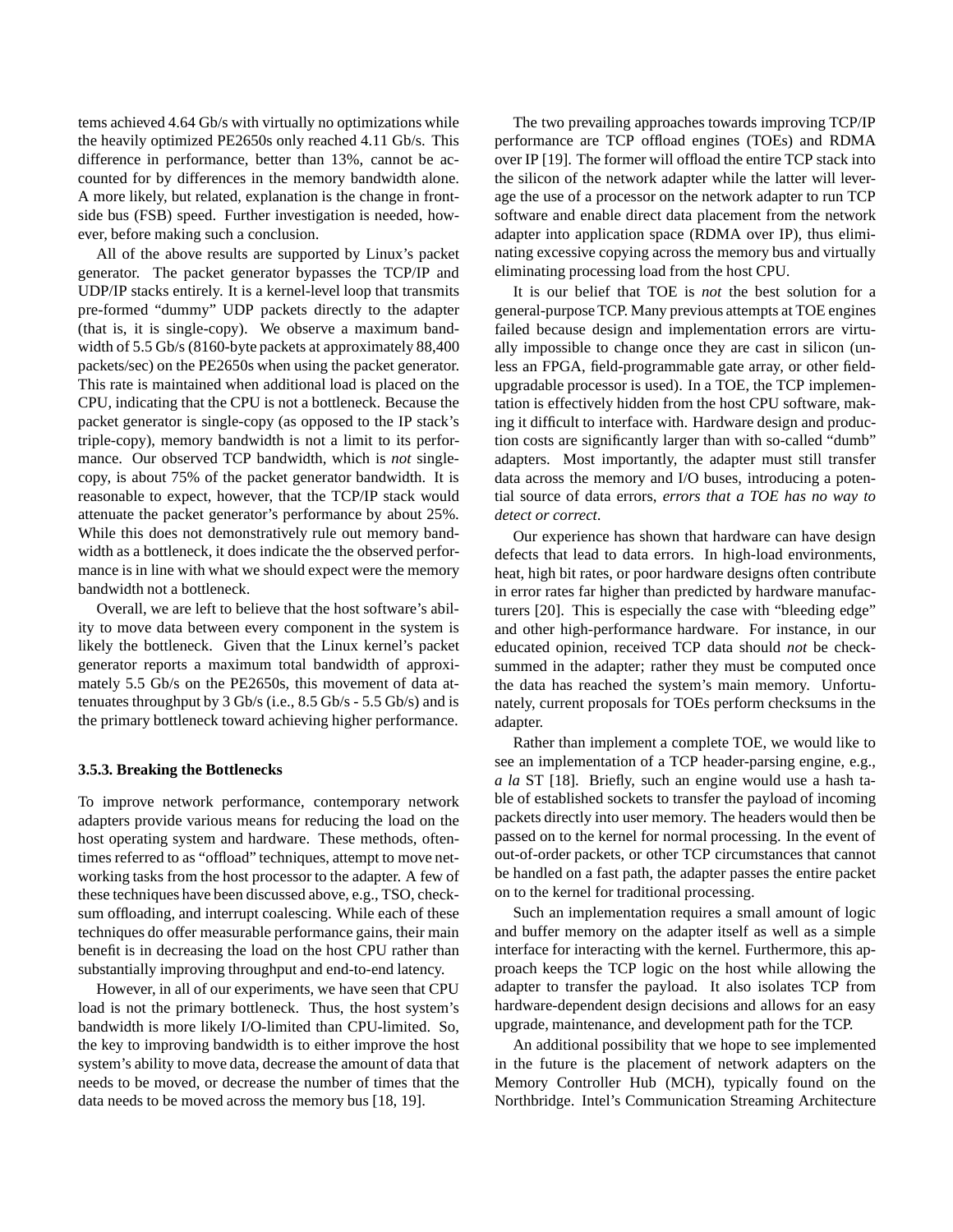tems achieved 4.64 Gb/s with virtually no optimizations while the heavily optimized PE2650s only reached 4.11 Gb/s. This difference in performance, better than 13%, cannot be accounted for by differences in the memory bandwidth alone. A more likely, but related, explanation is the change in front-side bus (FSB) speed. Further investigation is needed, however, before making such a conclusion.

All of the above results are supported by Linux's packet generator. The packet generator bypasses the TCP/IP and UDP/IP stacks entirely. It is a kernel-level loop that transmits pre-formed "dummy" UDP packets directly to the adapter (that is, it is single-copy). We observe a maximum bandwidth of 5.5 Gb/s (8160-byte packets at approximately 88,400 packets/sec) on the PE2650s when using the packet generator. This rate is maintained when additional load is placed on the CPU, indicating that the CPU is not a bottleneck. Because the packet generator is single-copy (as opposed to the IP stack's triple-copy), memory bandwidth is not a limit to its performance. Our observed TCP bandwidth, which is *not* single-copy, is about 75% of the packet generator bandwidth. It is reasonable to expect, however, that the TCP/IP stack would attenuate the packet generator's performance by about 25%. While this does not demonstratively rule out memory bandwidth as a bottleneck, it does indicate the the observed performance is in line with what we should expect were the memory bandwidth not a bottleneck.

Overall, we are left to believe that the host software's ability to move data between every component in the system is likely the bottleneck. Given that the Linux kernel's packet generator reports a maximum total bandwidth of approximately 5.5 Gb/s on the PE2650s, this movement of data attenuates throughput by 3 Gb/s (i.e., 8.5 Gb/s - 5.5 Gb/s) and is the primary bottleneck toward achieving higher performance.

#### 3.5.3. Breaking the Bottlenecks

To improve network performance, contemporary network adapters provide various means for reducing the load on the host operating system and hardware. These methods, oftentimes referred to as "offload" techniques, attempt to move networking tasks from the host processor to the adapter. A few of these techniques have been discussed above, e.g., TSO, checksum offloading, and interrupt coalescing. While each of these techniques do offer measurable performance gains, their main benefit is in decreasing the load on the host CPU rather than substantially improving throughput and end-to-end latency.

However, in all of our experiments, we have seen that CPU load is not the primary bottleneck. Thus, the host system's bandwidth is more likely I/O-limited than CPU-limited. So, the key to improving bandwidth is to either improve the host system's ability to move data, decrease the amount of data that needs to be moved, or decrease the number of times that the data needs to be moved across the memory bus [18, 19].

The two prevailing approaches towards improving TCP/IP performance are TCP offload engines (TOEs) and RDMA over IP [19]. The former will offload the entire TCP stack into the silicon of the network adapter while the latter will leverage the use of a processor on the network adapter to run TCP software and enable direct data placement from the network adapter into application space (RDMA over IP), thus eliminating excessive copying across the memory bus and virtually eliminating processing load from the host CPU.

It is our belief that TOE is *not* the best solution for a general-purpose TCP. Many previous attempts at TOE engines failed because design and implementation errors are virtually impossible to change once they are cast in silicon (unless an FPGA, field-programmable gate array, or other field-upgradable processor is used). In a TOE, the TCP implementation is effectively hidden from the host CPU software, making it difficult to interface with. Hardware design and production costs are significantly larger than with so-called "dumb" adapters. Most importantly, the adapter must still transfer data across the memory and I/O buses, introducing a potential source of data errors, *errors that a TOE has no way to detect or correct*.

Our experience has shown that hardware can have design defects that lead to data errors. In high-load environments, heat, high bit rates, or poor hardware designs often contribute in error rates far higher than predicted by hardware manufacturers [20]. This is especially the case with "bleeding edge" and other high-performance hardware. For instance, in our educated opinion, received TCP data should *not* be checksummed in the adapter; rather they must be computed once the data has reached the system's main memory. Unfortunately, current proposals for TOEs perform checksums in the adapter.

Rather than implement a complete TOE, we would like to see an implementation of a TCP header-parsing engine, e.g., *a la* ST [18]. Briefly, such an engine would use a hash table of established sockets to transfer the payload of incoming packets directly into user memory. The headers would then be passed on to the kernel for normal processing. In the event of out-of-order packets, or other TCP circumstances that cannot be handled on a fast path, the adapter passes the entire packet on to the kernel for traditional processing.

Such an implementation requires a small amount of logic and buffer memory on the adapter itself as well as a simple interface for interacting with the kernel. Furthermore, this approach keeps the TCP logic on the host while allowing the adapter to transfer the payload. It also isolates TCP from hardware-dependent design decisions and allows for an easy upgrade, maintenance, and development path for the TCP.

An additional possibility that we hope to see implemented in the future is the placement of network adapters on the Memory Controller Hub (MCH), typically found on the Northbridge. Intel's Communication Streaming Architecture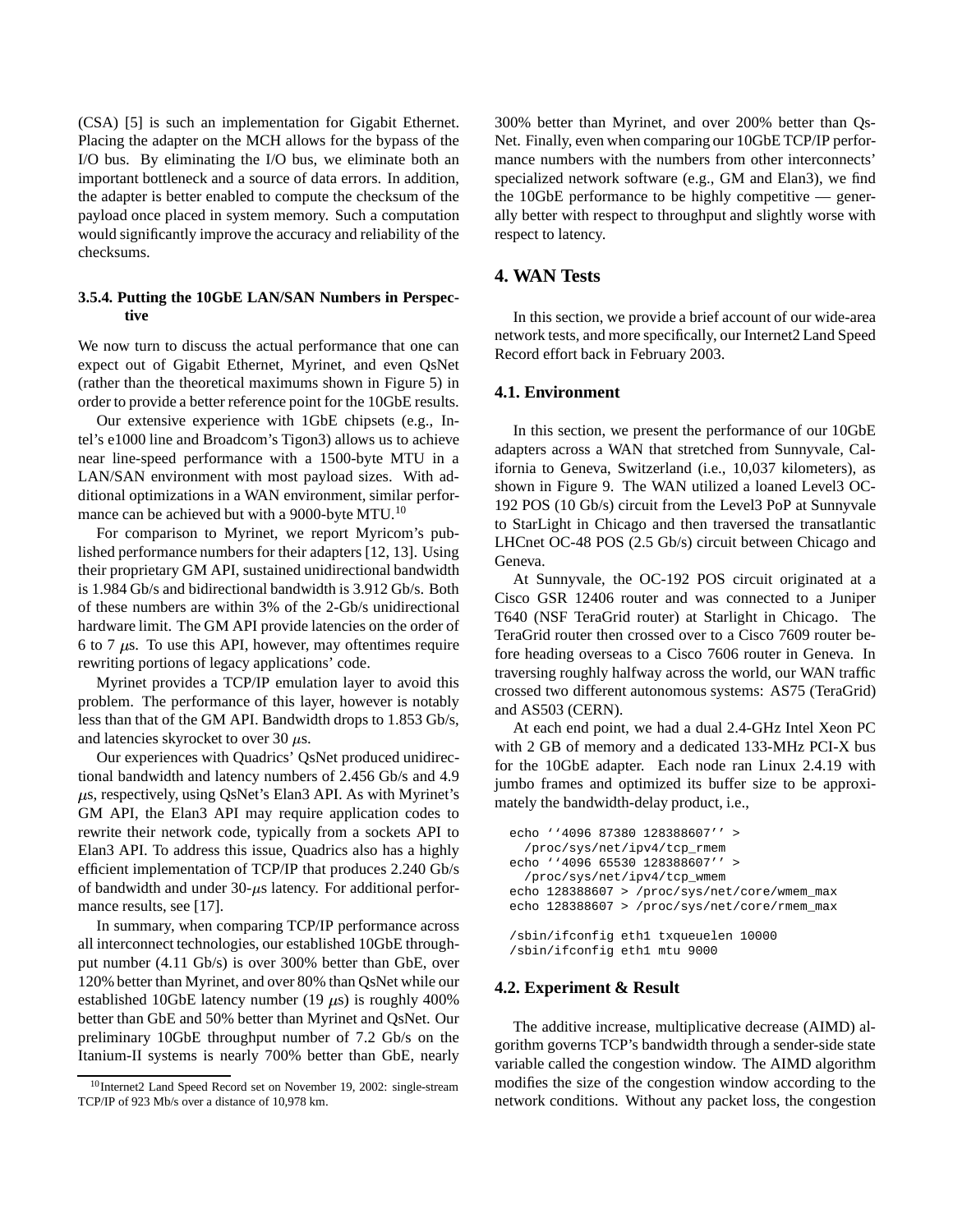(CSA) [5] is such an implementation for Gigabit Ethernet. Placing the adapter on the MCH allows for the bypass of the I/O bus. By eliminating the I/O bus, we eliminate both an important bottleneck and a source of data errors. In addition, the adapter is better enabled to compute the checksum of the payload once placed in system memory. Such a computation would significantly improve the accuracy and reliability of the checksums.

#### 3.5.4. Putting the 10GbE LAN/SAN Numbers in Perspective

We now turn to discuss the actual performance that one can expect out of Gigabit Ethernet, Myrinet, and even QsNet (rather than the theoretical maximums shown in Figure 5) in order to provide a better reference point for the 10GbE results.

Our extensive experience with 1GbE chipsets (e.g., Intel's e1000 line and Broadcom's Tigon3) allows us to achieve near line-speed performance with a 1500-byte MTU in a LAN/SAN environment with most payload sizes. With additional optimizations in a WAN environment, similar performance can be achieved but with a 9000-byte MTU.[10]

For comparison to Myrinet, we report Myricom's published performance numbers for their adapters [12, 13]. Using their proprietary GM API, sustained unidirectional bandwidth is 1.984 Gb/s and bidirectional bandwidth is 3.912 Gb/s. Both of these numbers are within 3% of the 2-Gb/s unidirectional hardware limit. The GM API provide latencies on the order of 6 to 7 $\mu$s. To use this API, however, may oftentimes require rewriting portions of legacy applications' code.

Myrinet provides a TCP/IP emulation layer to avoid this problem. The performance of this layer, however is notably less than that of the GM API. Bandwidth drops to 1.853 Gb/s, and latencies skyrocket to over 30 $\mu$s.

Our experiences with Quadrics' QsNet produced unidirectional bandwidth and latency numbers of 2.456 Gb/s and 4.9 $\mu$s, respectively, using QsNet's Elan3 API. As with Myrinet's GM API, the Elan3 API may require application codes to rewrite their network code, typically from a sockets API to Elan3 API. To address this issue, Quadrics also has a highly efficient implementation of TCP/IP that produces 2.240 Gb/s of bandwidth and under 30-$\mu$s latency. For additional performance results, see [17].

In summary, when comparing TCP/IP performance across all interconnect technologies, our established 10GbE throughput number (4.11 Gb/s) is over 300% better than GbE, over 120% better than Myrinet, and over 80% than QsNet while our established 10GbE latency number (19 $\mu$s) is roughly 400% better than GbE and 50% better than Myrinet and QsNet. Our preliminary 10GbE throughput number of 7.2 Gb/s on the Itanium-II systems is nearly 700% better than GbE, nearly 300% better than Myrinet, and over 200% better than QsNet. Finally, even when comparing our 10GbE TCP/IP performance numbers with the numbers from other interconnects' specialized network software (e.g., GM and Elan3), we find the 10GbE performance to be highly competitive — generally better with respect to throughput and slightly worse with respect to latency.

[10] Internet2 Land Speed Record set on November 19, 2002: single-stream TCP/IP of 923 Mb/s over a distance of 10,978 km.

## 4. WAN Tests

In this section, we provide a brief account of our wide-area network tests, and more specifically, our Internet2 Land Speed Record effort back in February 2003.

### 4.1. Environment

In this section, we present the performance of our 10GbE adapters across a WAN that stretched from Sunnyvale, California to Geneva, Switzerland (i.e., 10,037 kilometers), as shown in Figure 9. The WAN utilized a loaned Level3 OC-192 POS (10 Gb/s) circuit from the Level3 PoP at Sunnyvale to StarLight in Chicago and then traversed the transatlantic LHCnet OC-48 POS (2.5 Gb/s) circuit between Chicago and Geneva.

At Sunnyvale, the OC-192 POS circuit originated at a Cisco GSR 12406 router and was connected to a Juniper T640 (NSF TeraGrid router) at Starlight in Chicago. The TeraGrid router then crossed over to a Cisco 7609 router before heading overseas to a Cisco 7606 router in Geneva. In traversing roughly halfway across the world, our WAN traffic crossed two different autonomous systems: AS75 (TeraGrid) and AS503 (CERN).

At each end point, we had a dual 2.4-GHz Intel Xeon PC with 2 GB of memory and a dedicated 133-MHz PCI-X bus for the 10GbE adapter. Each node ran Linux 2.4.19 with jumbo frames and optimized its buffer size to be approximately the bandwidth-delay product, i.e.,

```
echo ''4096 87380 128388607'' >
  /proc/sys/net/ipv4/tcp_rmem
echo ''4096 65530 128388607'' >
  /proc/sys/net/ipv4/tcp_wmem
echo 128388607 > /proc/sys/net/core/wmem_max
echo 128388607 > /proc/sys/net/core/rmem_max

/sbin/ifconfig eth1 txqueuelen 10000
/sbin/ifconfig eth1 mtu 9000
```

### 4.2. Experiment & Result

The additive increase, multiplicative decrease (AIMD) algorithm governs TCP's bandwidth through a sender-side state variable called the congestion window. The AIMD algorithm modifies the size of the congestion window according to the network conditions. Without any packet loss, the congestion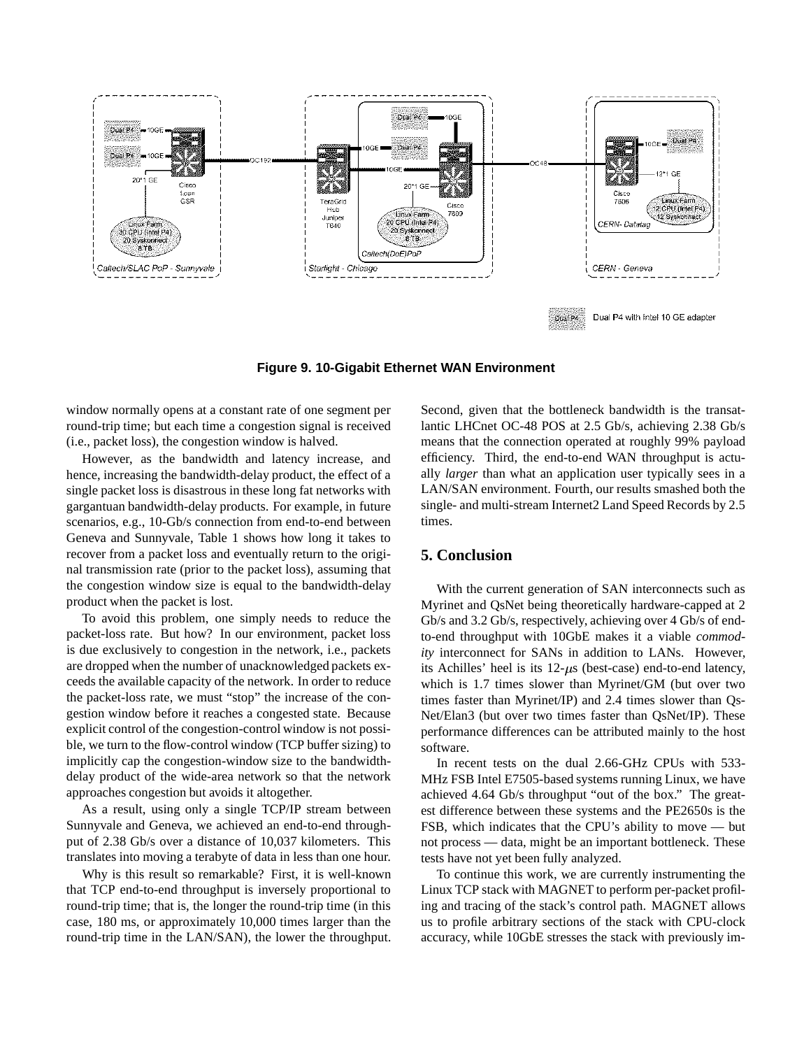**Figure 9. 10-Gigabit Ethernet WAN Environment**

window normally opens at a constant rate of one segment per round-trip time; but each time a congestion signal is received (i.e., packet loss), the congestion window is halved.

However, as the bandwidth and latency increase, and hence, increasing the bandwidth-delay product, the effect of a single packet loss is disastrous in these long fat networks with gargantuan bandwidth-delay products. For example, in future scenarios, e.g., 10-Gb/s connection from end-to-end between Geneva and Sunnyvale, Table 1 shows how long it takes to recover from a packet loss and eventually return to the original transmission rate (prior to the packet loss), assuming that the congestion window size is equal to the bandwidth-delay product when the packet is lost.

To avoid this problem, one simply needs to reduce the packet-loss rate. But how? In our environment, packet loss is due exclusively to congestion in the network, i.e., packets are dropped when the number of unacknowledged packets exceeds the available capacity of the network. In order to reduce the packet-loss rate, we must "stop" the increase of the congestion window before it reaches a congested state. Because explicit control of the congestion-control window is not possible, we turn to the flow-control window (TCP buffer sizing) to implicitly cap the congestion-window size to the bandwidth-delay product of the wide-area network so that the network approaches congestion but avoids it altogether.

As a result, using only a single TCP/IP stream between Sunnyvale and Geneva, we achieved an end-to-end throughput of 2.38 Gb/s over a distance of 10,037 kilometers. This translates into moving a terabyte of data in less than one hour.

Why is this result so remarkable? First, it is well-known that TCP end-to-end throughput is inversely proportional to round-trip time; that is, the longer the round-trip time (in this case, 180 ms, or approximately 10,000 times larger than the round-trip time in the LAN/SAN), the lower the throughput. Second, given that the bottleneck bandwidth is the transatlantic LHCnet OC-48 POS at 2.5 Gb/s, achieving 2.38 Gb/s means that the connection operated at roughly 99% payload efficiency. Third, the end-to-end WAN throughput is actually *larger* than what an application user typically sees in a LAN/SAN environment. Fourth, our results smashed both the single- and multi-stream Internet2 Land Speed Records by 2.5 times.

## 5. Conclusion

With the current generation of SAN interconnects such as Myrinet and QsNet being theoretically hardware-capped at 2 Gb/s and 3.2 Gb/s, respectively, achieving over 4 Gb/s of end-to-end throughput with 10GbE makes it a viable *commodity* interconnect for SANs in addition to LANs. However, its Achilles' heel is its 12-$\mu$s (best-case) end-to-end latency, which is 1.7 times slower than Myrinet/GM (but over two times faster than Myrinet/IP) and 2.4 times slower than QsNet/Elan3 (but over two times faster than QsNet/IP). These performance differences can be attributed mainly to the host software.

In recent tests on the dual 2.66-GHz CPUs with 533-MHz FSB Intel E7505-based systems running Linux, we have achieved 4.64 Gb/s throughput "out of the box." The greatest difference between these systems and the PE2650s is the FSB, which indicates that the CPU's ability to move — but not process — data, might be an important bottleneck. These tests have not yet been fully analyzed.

To continue this work, we are currently instrumenting the Linux TCP stack with MAGNET to perform per-packet profiling and tracing of the stack's control path. MAGNET allows us to profile arbitrary sections of the stack with CPU-clock accuracy, while 10GbE stresses the stack with previously im-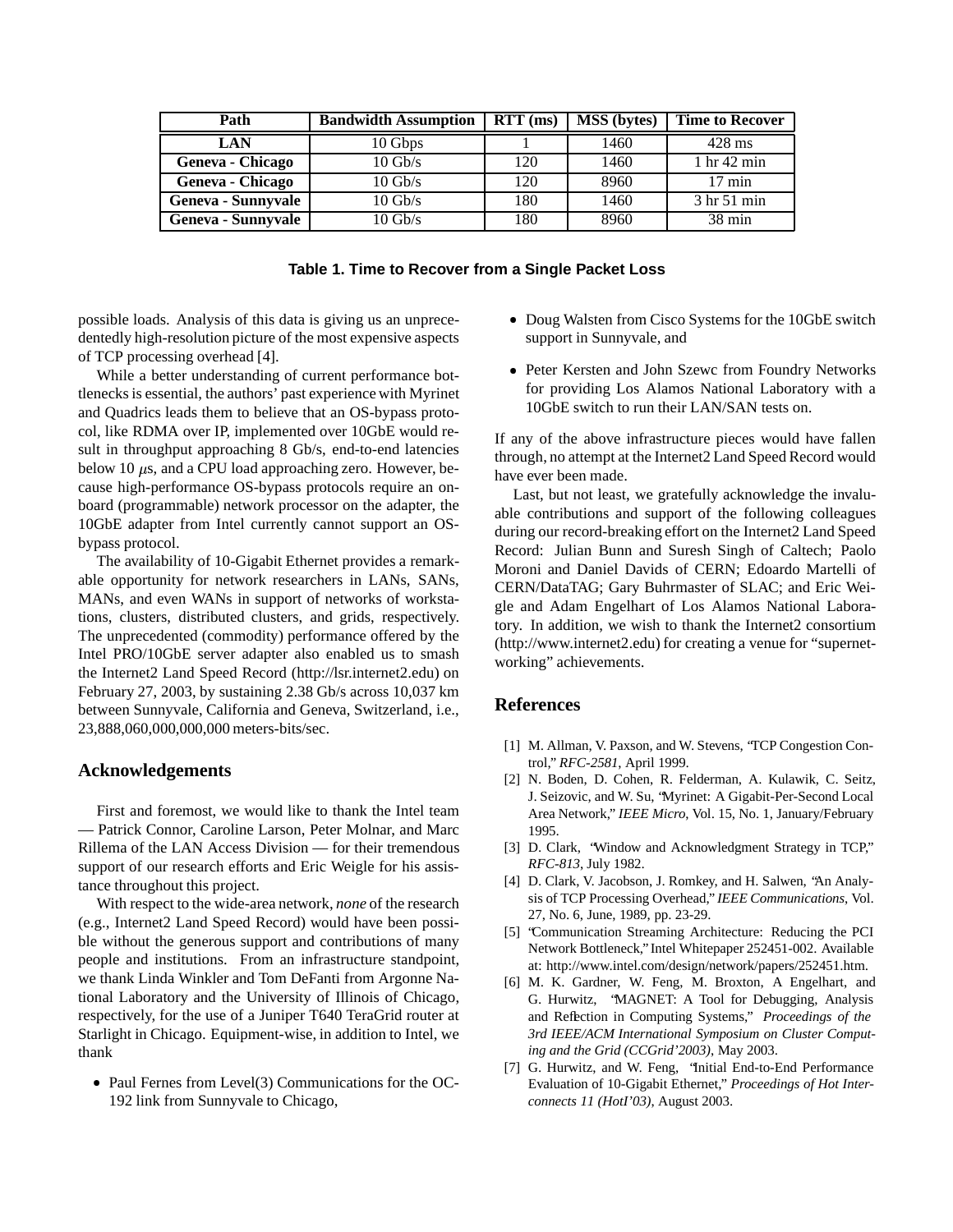| Path | Bandwidth Assumption | RTT (ms) | MSS (bytes) | Time to Recover |
|---|---|---|---|---|
| **LAN** | 10 Gbps | 1 | 1460 | 428 ms |
| **Geneva - Chicago** | 10 Gb/s | 120 | 1460 | 1 hr 42 min |
| **Geneva - Chicago** | 10 Gb/s | 120 | 8960 | 17 min |
| **Geneva - Sunnyvale** | 10 Gb/s | 180 | 1460 | 3 hr 51 min |
| **Geneva - Sunnyvale** | 10 Gb/s | 180 | 8960 | 38 min |

**Table 1. Time to Recover from a Single Packet Loss**

possible loads. Analysis of this data is giving us an unprecedentedly high-resolution picture of the most expensive aspects of TCP processing overhead [4].

While a better understanding of current performance bottlenecks is essential, the authors' past experience with Myrinet and Quadrics leads them to believe that an OS-bypass protocol, like RDMA over IP, implemented over 10GbE would result in throughput approaching 8 Gb/s, end-to-end latencies below 10 $\mu$s, and a CPU load approaching zero. However, because high-performance OS-bypass protocols require an on-board (programmable) network processor on the adapter, the 10GbE adapter from Intel currently cannot support an OS-bypass protocol.

The availability of 10-Gigabit Ethernet provides a remarkable opportunity for network researchers in LANs, SANs, MANs, and even WANs in support of networks of workstations, clusters, distributed clusters, and grids, respectively. The unprecedented (commodity) performance offered by the Intel PRO/10GbE server adapter also enabled us to smash the Internet2 Land Speed Record (http://lsr.internet2.edu) on February 27, 2003, by sustaining 2.38 Gb/s across 10,037 km between Sunnyvale, California and Geneva, Switzerland, i.e., 23,888,060,000,000,000 meters-bits/sec.

## Acknowledgements

First and foremost, we would like to thank the Intel team — Patrick Connor, Caroline Larson, Peter Molnar, and Marc Rillema of the LAN Access Division — for their tremendous support of our research efforts and Eric Weigle for his assistance throughout this project.

With respect to the wide-area network, *none* of the research (e.g., Internet2 Land Speed Record) would have been possible without the generous support and contributions of many people and institutions. From an infrastructure standpoint, we thank Linda Winkler and Tom DeFanti from Argonne National Laboratory and the University of Illinois of Chicago, respectively, for the use of a Juniper T640 TeraGrid router at Starlight in Chicago. Equipment-wise, in addition to Intel, we thank

- Paul Fernes from Level(3) Communications for the OC-192 link from Sunnyvale to Chicago,
- Doug Walsten from Cisco Systems for the 10GbE switch support in Sunnyvale, and
- Peter Kersten and John Szewc from Foundry Networks for providing Los Alamos National Laboratory with a 10GbE switch to run their LAN/SAN tests on.

If any of the above infrastructure pieces would have fallen through, no attempt at the Internet2 Land Speed Record would have ever been made.

Last, but not least, we gratefully acknowledge the invaluable contributions and support of the following colleagues during our record-breaking effort on the Internet2 Land Speed Record: Julian Bunn and Suresh Singh of Caltech; Paolo Moroni and Daniel Davids of CERN; Edoardo Martelli of CERN/DataTAG; Gary Buhrmaster of SLAC; and Eric Weigle and Adam Engelhart of Los Alamos National Laboratory. In addition, we wish to thank the Internet2 consortium (http://www.internet2.edu) for creating a venue for "supernetworking" achievements.

## References

[1] M. Allman, V. Paxson, and W. Stevens, "TCP Congestion Control," *RFC-2581*, April 1999.

[2] N. Boden, D. Cohen, R. Felderman, A. Kulawik, C. Seitz, J. Seizovic, and W. Su, "Myrinet: A Gigabit-Per-Second Local Area Network," *IEEE Micro*, Vol. 15, No. 1, January/February 1995.

[3] D. Clark, "Window and Acknowledgment Strategy in TCP," *RFC-813*, July 1982.

[4] D. Clark, V. Jacobson, J. Romkey, and H. Salwen, "An Analysis of TCP Processing Overhead," *IEEE Communications*, Vol. 27, No. 6, June, 1989, pp. 23-29.

[5] "Communication Streaming Architecture: Reducing the PCI Network Bottleneck," Intel Whitepaper 252451-002. Available at: http://www.intel.com/design/network/papers/252451.htm.

[6] M. K. Gardner, W. Feng, M. Broxton, A Engelhart, and G. Hurwitz, "MAGNET: A Tool for Debugging, Analysis and Reflection in Computing Systems," *Proceedings of the 3rd IEEE/ACM International Symposium on Cluster Computing and the Grid (CCGrid'2003)*, May 2003.

[7] G. Hurwitz, and W. Feng, "Initial End-to-End Performance Evaluation of 10-Gigabit Ethernet," *Proceedings of Hot Interconnects 11 (HotI'03)*, August 2003.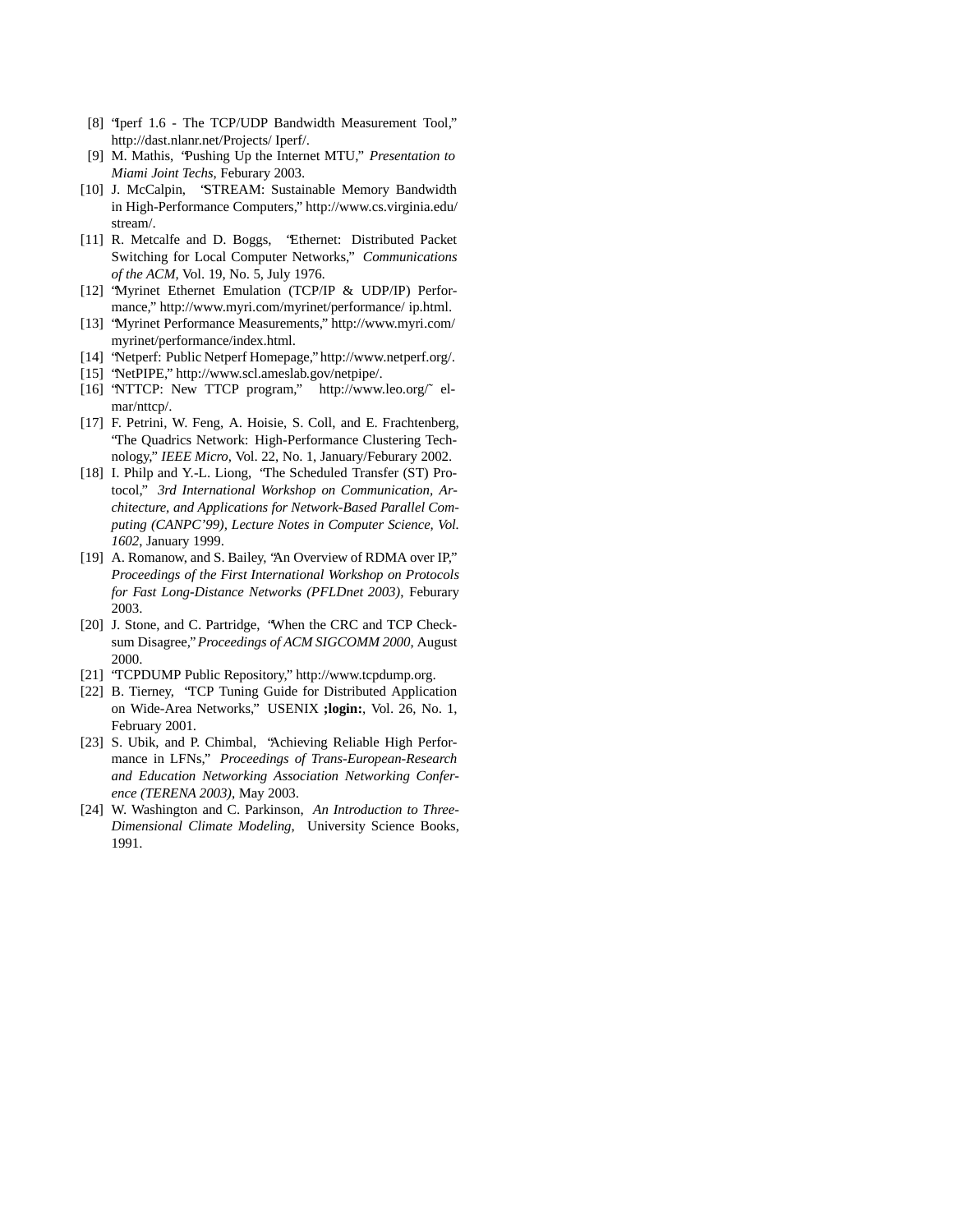[8] "Iperf 1.6 - The TCP/UDP Bandwidth Measurement Tool," http://dast.nlanr.net/Projects/ Iperf/.

[9] M. Mathis, "Pushing Up the Internet MTU," *Presentation to Miami Joint Techs*, Feburary 2003.

[10] J. McCalpin, "STREAM: Sustainable Memory Bandwidth in High-Performance Computers," http://www.cs.virginia.edu/stream/.

[11] R. Metcalfe and D. Boggs, "Ethernet: Distributed Packet Switching for Local Computer Networks," *Communications of the ACM*, Vol. 19, No. 5, July 1976.

[12] "Myrinet Ethernet Emulation (TCP/IP & UDP/IP) Performance," http://www.myri.com/myrinet/performance/ ip.html.

[13] "Myrinet Performance Measurements," http://www.myri.com/myrinet/performance/index.html.

[14] "Netperf: Public Netperf Homepage," http://www.netperf.org/.

[15] "NetPIPE," http://www.scl.ameslab.gov/netpipe/.

[16] "NTTCP: New TTCP program," http://www.leo.org/~ elmar/nttcp/.

[17] F. Petrini, W. Feng, A. Hoisie, S. Coll, and E. Frachtenberg, "The Quadrics Network: High-Performance Clustering Technology," *IEEE Micro*, Vol. 22, No. 1, January/Feburary 2002.

[18] I. Philp and Y.-L. Liong, "The Scheduled Transfer (ST) Protocol," *3rd International Workshop on Communication, Architecture, and Applications for Network-Based Parallel Computing (CANPC'99), Lecture Notes in Computer Science, Vol. 1602*, January 1999.

[19] A. Romanow, and S. Bailey, "An Overview of RDMA over IP," *Proceedings of the First International Workshop on Protocols for Fast Long-Distance Networks (PFLDnet 2003)*, Feburary 2003.

[20] J. Stone, and C. Partridge, "When the CRC and TCP Checksum Disagree," *Proceedings of ACM SIGCOMM 2000*, August 2000.

[21] "TCPDUMP Public Repository," http://www.tcpdump.org.

[22] B. Tierney, "TCP Tuning Guide for Distributed Application on Wide-Area Networks," USENIX **;login:**, Vol. 26, No. 1, February 2001.

[23] S. Ubik, and P. Chimbal, "Achieving Reliable High Performance in LFNs," *Proceedings of Trans-European-Research and Education Networking Association Networking Conference (TERENA 2003)*, May 2003.

[24] W. Washington and C. Parkinson, *An Introduction to Three-Dimensional Climate Modeling*, University Science Books, 1991.